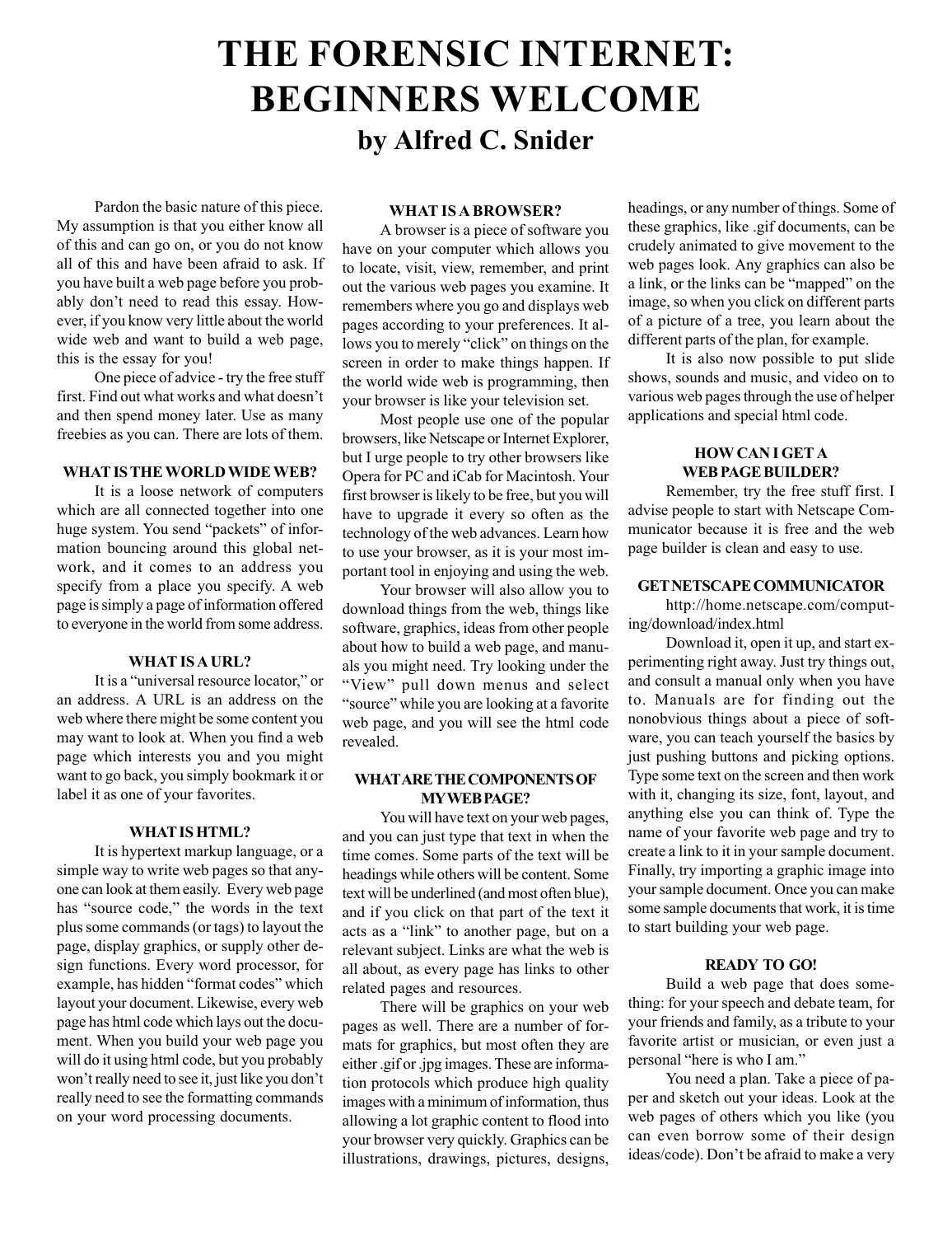# THE FORENSIC INTERNET: BEGINNERS WELCOME

## by Alfred C. Snider

Pardon the basic nature of this piece. My assumption is that you either know all of this and can go on, or you do not know all of this and have been afraid to ask. If you have built a web page before you probably don't need to read this essay. However, if you know very little about the world wide web and want to build a web page, this is the essay for you!

One piece of advice - try the free stuff first. Find out what works and what doesn't and then spend money later. Use as many freebies as you can. There are lots of them.

### WHAT IS THE WORLD WIDE WEB?

It is a loose network of computers which are all connected together into one huge system. You send "packets" of information bouncing around this global network, and it comes to an address you specify from a place you specify. A web page is simply a page of information offered to everyone in the world from some address.

### WHAT IS A URL?

It is a "universal resource locator," or an address. A URL is an address on the web where there might be some content you may want to look at. When you find a web page which interests you and you might want to go back, you simply bookmark it or label it as one of your favorites.

### WHAT IS HTML?

It is hypertext markup language, or a simple way to write web pages so that anyone can look at them easily. Every web page has "source code," the words in the text plus some commands (or tags) to layout the page, display graphics, or supply other design functions. Every word processor, for example, has hidden "format codes" which layout your document. Likewise, every web page has html code which lays out the document. When you build your web page you will do it using html code, but you probably won't really need to see it, just like you don't really need to see the formatting commands on your word processing documents.

### WHAT IS A BROWSER?

A browser is a piece of software you have on your computer which allows you to locate, visit, view, remember, and print out the various web pages you examine. It remembers where you go and displays web pages according to your preferences. It allows you to merely "click" on things on the screen in order to make things happen. If the world wide web is programming, then your browser is like your television set.

Most people use one of the popular browsers, like Netscape or Internet Explorer, but I urge people to try other browsers like Opera for PC and iCab for Macintosh. Your first browser is likely to be free, but you will have to upgrade it every so often as the technology of the web advances. Learn how to use your browser, as it is your most important tool in enjoying and using the web.

Your browser will also allow you to download things from the web, things like software, graphics, ideas from other people about how to build a web page, and manuals you might need. Try looking under the "View" pull down menus and select "source" while you are looking at a favorite web page, and you will see the html code revealed.

### WHAT ARE THE COMPONENTS OF MY WEB PAGE?

You will have text on your web pages, and you can just type that text in when the time comes. Some parts of the text will be headings while others will be content. Some text will be underlined (and most often blue), and if you click on that part of the text it acts as a "link" to another page, but on a relevant subject. Links are what the web is all about, as every page has links to other related pages and resources.

There will be graphics on your web pages as well. There are a number of formats for graphics, but most often they are either .gif or .jpg images. These are information protocols which produce high quality images with a minimum of information, thus allowing a lot graphic content to flood into your browser very quickly. Graphics can be illustrations, drawings, pictures, designs, headings, or any number of things. Some of these graphics, like .gif documents, can be crudely animated to give movement to the web pages look. Any graphics can also be a link, or the links can be "mapped" on the image, so when you click on different parts of a picture of a tree, you learn about the different parts of the plan, for example.

It is also now possible to put slide shows, sounds and music, and video on to various web pages through the use of helper applications and special html code.

### HOW CAN I GET A WEB PAGE BUILDER?

Remember, try the free stuff first. I advise people to start with Netscape Communicator because it is free and the web page builder is clean and easy to use.

### GET NETSCAPE COMMUNICATOR

http://home.netscape.com/computing/download/index.html

Download it, open it up, and start experimenting right away. Just try things out, and consult a manual only when you have to. Manuals are for finding out the nonobvious things about a piece of software, you can teach yourself the basics by just pushing buttons and picking options. Type some text on the screen and then work with it, changing its size, font, layout, and anything else you can think of. Type the name of your favorite web page and try to create a link to it in your sample document. Finally, try importing a graphic image into your sample document. Once you can make some sample documents that work, it is time to start building your web page.

### READY TO GO!

Build a web page that does something: for your speech and debate team, for your friends and family, as a tribute to your favorite artist or musician, or even just a personal "here is who I am."

You need a plan. Take a piece of paper and sketch out your ideas. Look at the web pages of others which you like (you can even borrow some of their design ideas/code). Don't be afraid to make a very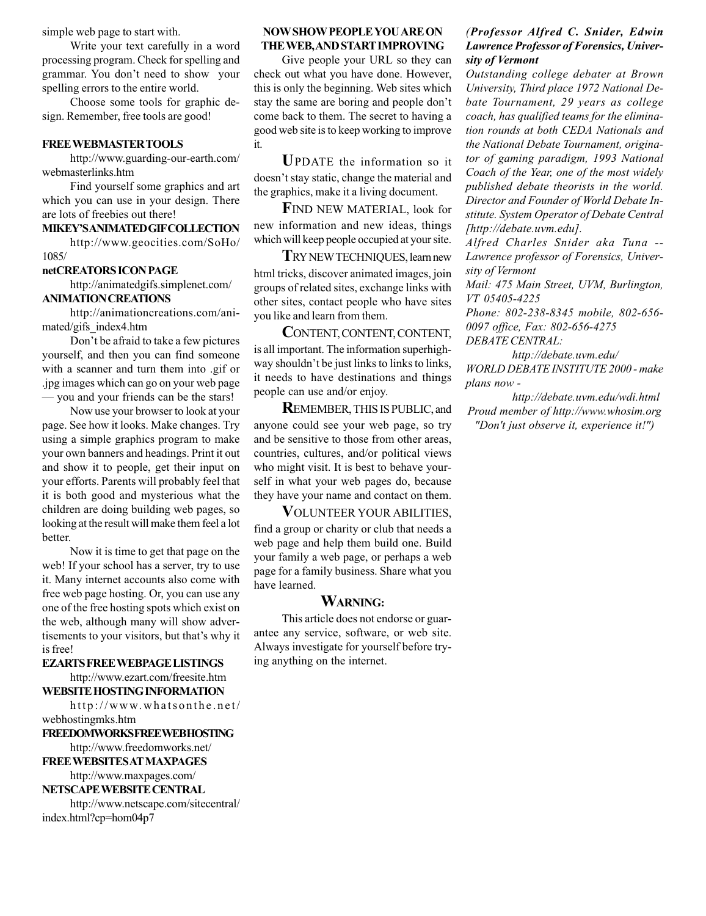simple web page to start with.

Write your text carefully in a word processing program. Check for spelling and grammar. You don't need to show your spelling errors to the entire world.

Choose some tools for graphic design. Remember, free tools are good!

**FREE WEBMASTER TOOLS**

http://www.guarding-our-earth.com/webmasterlinks.htm

Find yourself some graphics and art which you can use in your design. There are lots of freebies out there!

**MIKEY'S ANIMATED GIF COLLECTION**

http://www.geocities.com/SoHo/1085/

**netCREATORS ICON PAGE**

http://animatedgifs.simplenet.com/

**ANIMATION CREATIONS**

http://animationcreations.com/animated/gifs_index4.htm

Don't be afraid to take a few pictures yourself, and then you can find someone with a scanner and turn them into .gif or .jpg images which can go on your web page — you and your friends can be the stars!

Now use your browser to look at your page. See how it looks. Make changes. Try using a simple graphics program to make your own banners and headings. Print it out and show it to people, get their input on your efforts. Parents will probably feel that it is both good and mysterious what the children are doing building web pages, so looking at the result will make them feel a lot better.

Now it is time to get that page on the web! If your school has a server, try to use it. Many internet accounts also come with free web page hosting. Or, you can use any one of the free hosting spots which exist on the web, although many will show advertisements to your visitors, but that's why it is free!

**EZARTS FREE WEBPAGE LISTINGS**

http://www.ezart.com/freesite.htm

**WEBSITE HOSTING INFORMATION**

http://www.whatsonthe.net/webhostingmks.htm

**FREEDOMWORKS FREE WEB HOSTING**

http://www.freedomworks.net/

**FREE WEBSITES AT MAXPAGES**

http://www.maxpages.com/

**NETSCAPE WEBSITE CENTRAL**

http://www.netscape.com/sitecentral/index.html?cp=hom04p7

**NOW SHOW PEOPLE YOU ARE ON THE WEB, AND START IMPROVING**

Give people your URL so they can check out what you have done. However, this is only the beginning. Web sites which stay the same are boring and people don't come back to them. The secret to having a good web site is to keep working to improve it.

**U**PDATE the information so it doesn't stay static, change the material and the graphics, make it a living document.

**F**IND NEW MATERIAL, look for new information and new ideas, things which will keep people occupied at your site.

**T**RY NEW TECHNIQUES, learn new html tricks, discover animated images, join groups of related sites, exchange links with other sites, contact people who have sites you like and learn from them.

**C**ONTENT, CONTENT, CONTENT, is all important. The information superhighway shouldn't be just links to links to links, it needs to have destinations and things people can use and/or enjoy.

**R**EMEMBER, THIS IS PUBLIC, and anyone could see your web page, so try and be sensitive to those from other areas, countries, cultures, and/or political views who might visit. It is best to behave yourself in what your web pages do, because they have your name and contact on them.

**V**OLUNTEER YOUR ABILITIES, find a group or charity or club that needs a web page and help them build one. Build your family a web page, or perhaps a web page for a family business. Share what you have learned.

**WARNING:**

This article does not endorse or guarantee any service, software, or web site. Always investigate for yourself before trying anything on the internet.

*(**Professor Alfred C. Snider, Edwin Lawrence Professor of Forensics, University of Vermont***

*Outstanding college debater at Brown University, Third place 1972 National Debate Tournament, 29 years as college coach, has qualified teams for the elimination rounds at both CEDA Nationals and the National Debate Tournament, originator of gaming paradigm, 1993 National Coach of the Year, one of the most widely published debate theorists in the world. Director and Founder of World Debate Institute. System Operator of Debate Central [http://debate.uvm.edu].*

*Alfred Charles Snider aka Tuna -- Lawrence professor of Forensics, University of Vermont*

*Mail: 475 Main Street, UVM, Burlington, VT 05405-4225*

*Phone: 802-238-8345 mobile, 802-656-0097 office, Fax: 802-656-4275*

*DEBATE CENTRAL:*

*http://debate.uvm.edu/*

*WORLD DEBATE INSTITUTE 2000 - make plans now -*

*http://debate.uvm.edu/wdi.html*

*Proud member of http://www.whosim.org "Don't just observe it, experience it!")*